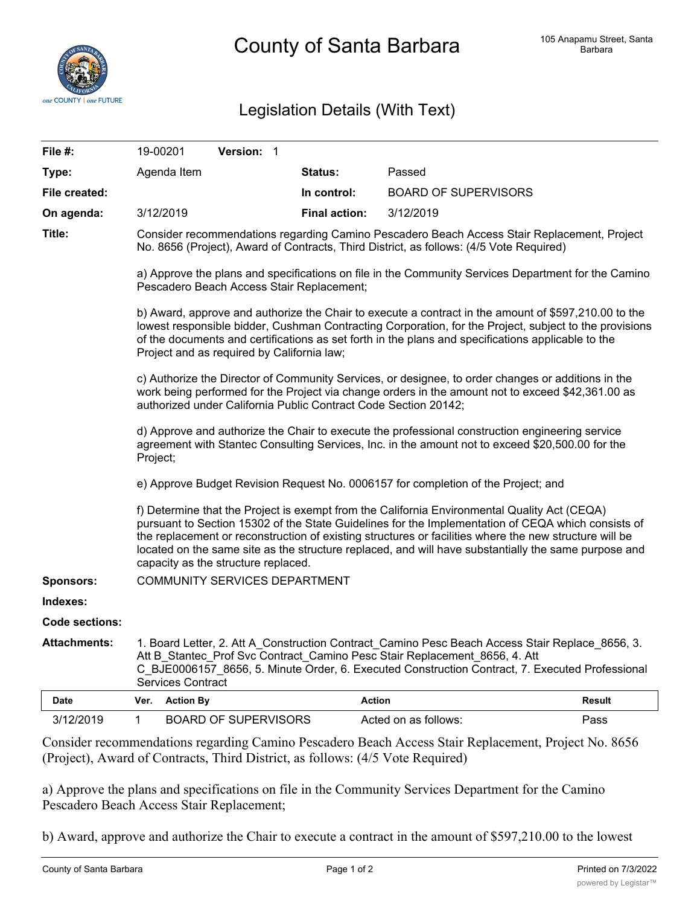# County of Santa Barbara

105 Anapamu Street, Santa Barbara

## Legislation Details (With Text)

| | | | |
|---|---|---|---|
| **File #:** | 19-00201 **Version:** 1 | | |
| **Type:** | Agenda Item | **Status:** | Passed |
| **File created:** | | **In control:** | BOARD OF SUPERVISORS |
| **On agenda:** | 3/12/2019 | **Final action:** | 3/12/2019 |

**Title:** Consider recommendations regarding Camino Pescadero Beach Access Stair Replacement, Project No. 8656 (Project), Award of Contracts, Third District, as follows: (4/5 Vote Required)

a) Approve the plans and specifications on file in the Community Services Department for the Camino Pescadero Beach Access Stair Replacement;

b) Award, approve and authorize the Chair to execute a contract in the amount of $597,210.00 to the lowest responsible bidder, Cushman Contracting Corporation, for the Project, subject to the provisions of the documents and certifications as set forth in the plans and specifications applicable to the Project and as required by California law;

c) Authorize the Director of Community Services, or designee, to order changes or additions in the work being performed for the Project via change orders in the amount not to exceed $42,361.00 as authorized under California Public Contract Code Section 20142;

d) Approve and authorize the Chair to execute the professional construction engineering service agreement with Stantec Consulting Services, Inc. in the amount not to exceed $20,500.00 for the Project;

e) Approve Budget Revision Request No. 0006157 for completion of the Project; and

f) Determine that the Project is exempt from the California Environmental Quality Act (CEQA) pursuant to Section 15302 of the State Guidelines for the Implementation of CEQA which consists of the replacement or reconstruction of existing structures or facilities where the new structure will be located on the same site as the structure replaced, and will have substantially the same purpose and capacity as the structure replaced.

**Sponsors:** COMMUNITY SERVICES DEPARTMENT

**Indexes:**

**Code sections:**

**Attachments:** 1. Board Letter, 2. Att A_Construction Contract_Camino Pesc Beach Access Stair Replace_8656, 3. Att B_Stantec_Prof Svc Contract_Camino Pesc Stair Replacement_8656, 4. Att C_BJE0006157_8656, 5. Minute Order, 6. Executed Construction Contract, 7. Executed Professional Services Contract

| Date | Ver. | Action By | Action | Result |
|---|---|---|---|---|
| 3/12/2019 | 1 | BOARD OF SUPERVISORS | Acted on as follows: | Pass |

Consider recommendations regarding Camino Pescadero Beach Access Stair Replacement, Project No. 8656 (Project), Award of Contracts, Third District, as follows: (4/5 Vote Required)

a) Approve the plans and specifications on file in the Community Services Department for the Camino Pescadero Beach Access Stair Replacement;

b) Award, approve and authorize the Chair to execute a contract in the amount of $597,210.00 to the lowest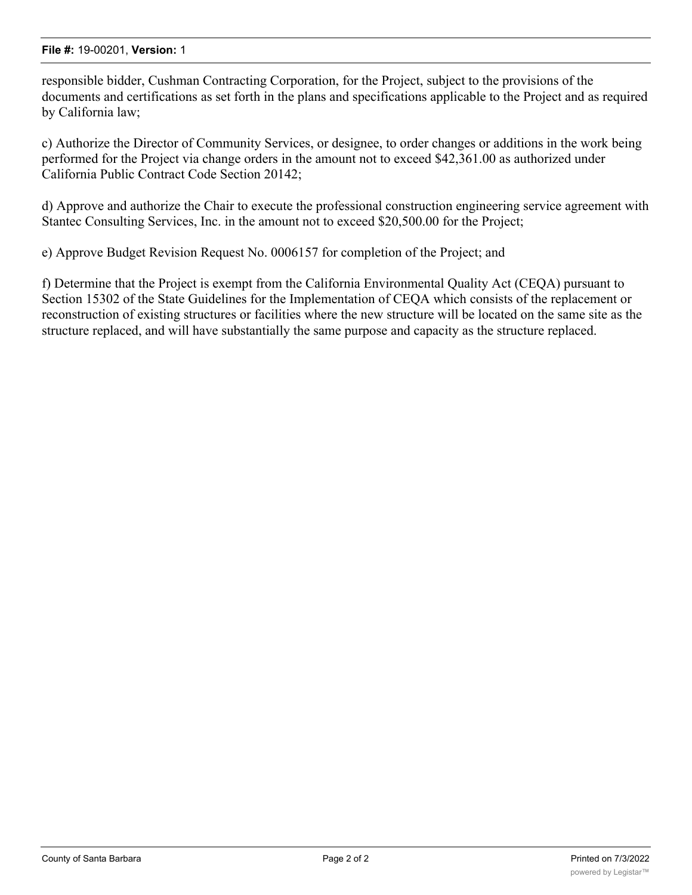responsible bidder, Cushman Contracting Corporation, for the Project, subject to the provisions of the documents and certifications as set forth in the plans and specifications applicable to the Project and as required by California law;

c) Authorize the Director of Community Services, or designee, to order changes or additions in the work being performed for the Project via change orders in the amount not to exceed $42,361.00 as authorized under California Public Contract Code Section 20142;

d) Approve and authorize the Chair to execute the professional construction engineering service agreement with Stantec Consulting Services, Inc. in the amount not to exceed $20,500.00 for the Project;

e) Approve Budget Revision Request No. 0006157 for completion of the Project; and

f) Determine that the Project is exempt from the California Environmental Quality Act (CEQA) pursuant to Section 15302 of the State Guidelines for the Implementation of CEQA which consists of the replacement or reconstruction of existing structures or facilities where the new structure will be located on the same site as the structure replaced, and will have substantially the same purpose and capacity as the structure replaced.